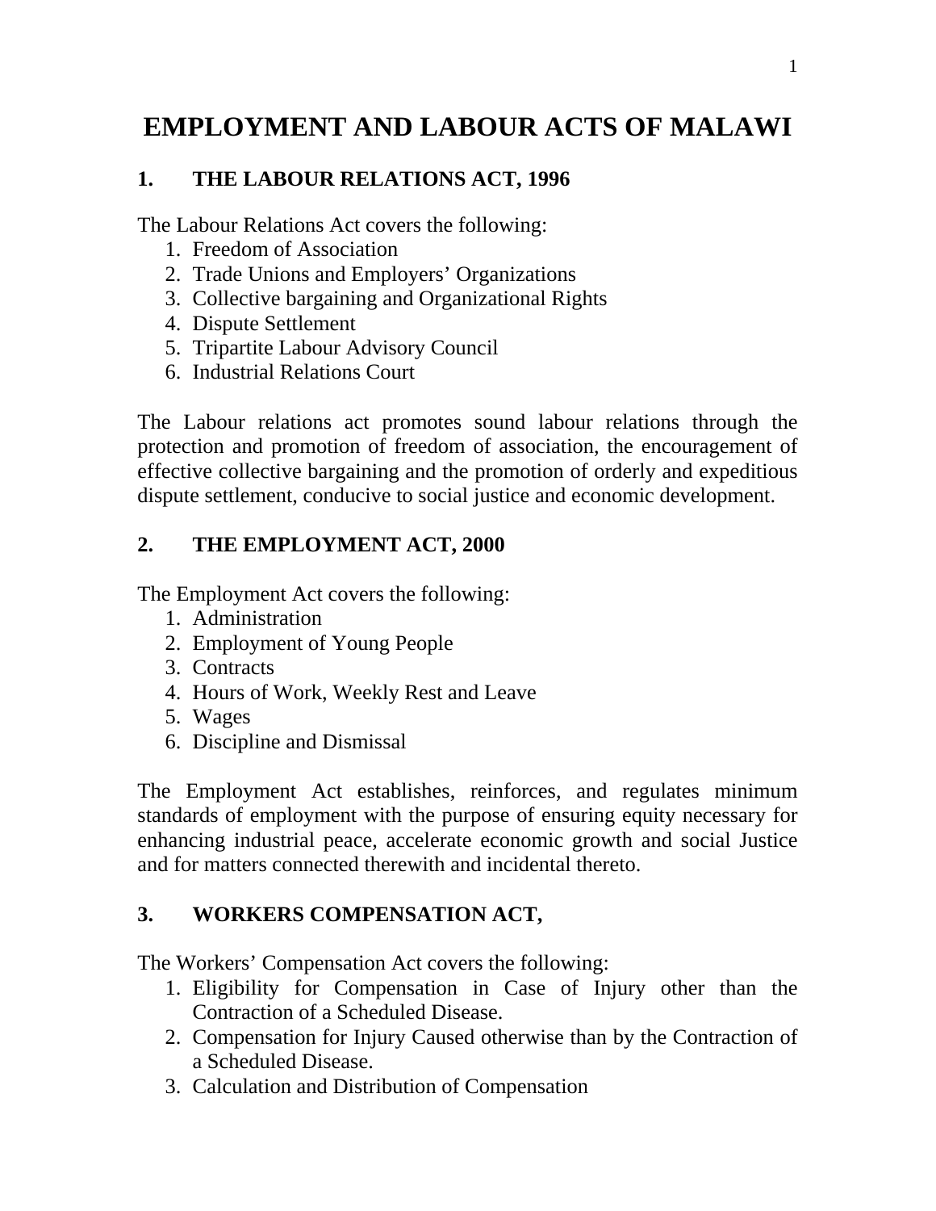# EMPLOYMENT AND LABOUR ACTS OF MALAWI

## 1. THE LABOUR RELATIONS ACT, 1996

The Labour Relations Act covers the following:

1. Freedom of Association
2. Trade Unions and Employers' Organizations
3. Collective bargaining and Organizational Rights
4. Dispute Settlement
5. Tripartite Labour Advisory Council
6. Industrial Relations Court

The Labour relations act promotes sound labour relations through the protection and promotion of freedom of association, the encouragement of effective collective bargaining and the promotion of orderly and expeditious dispute settlement, conducive to social justice and economic development.

## 2. THE EMPLOYMENT ACT, 2000

The Employment Act covers the following:

1. Administration
2. Employment of Young People
3. Contracts
4. Hours of Work, Weekly Rest and Leave
5. Wages
6. Discipline and Dismissal

The Employment Act establishes, reinforces, and regulates minimum standards of employment with the purpose of ensuring equity necessary for enhancing industrial peace, accelerate economic growth and social Justice and for matters connected therewith and incidental thereto.

## 3. WORKERS COMPENSATION ACT,

The Workers' Compensation Act covers the following:

1. Eligibility for Compensation in Case of Injury other than the Contraction of a Scheduled Disease.
2. Compensation for Injury Caused otherwise than by the Contraction of a Scheduled Disease.
3. Calculation and Distribution of Compensation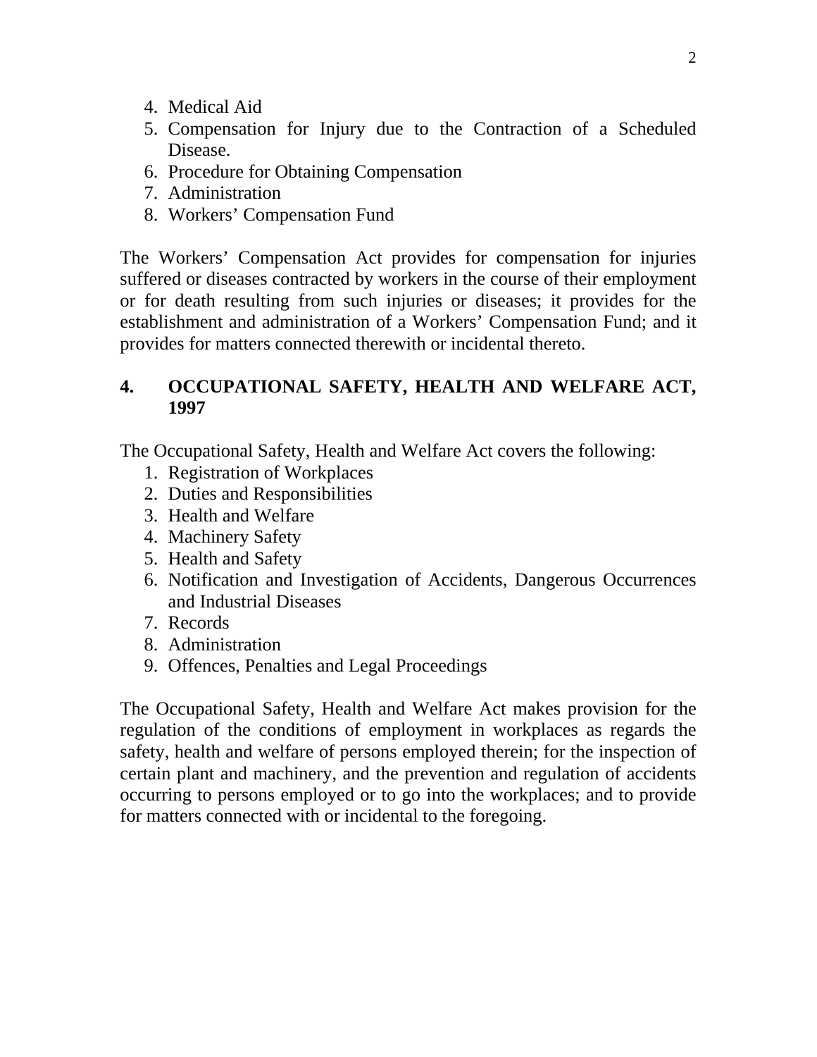4. Medical Aid
5. Compensation for Injury due to the Contraction of a Scheduled Disease.
6. Procedure for Obtaining Compensation
7. Administration
8. Workers' Compensation Fund

The Workers' Compensation Act provides for compensation for injuries suffered or diseases contracted by workers in the course of their employment or for death resulting from such injuries or diseases; it provides for the establishment and administration of a Workers' Compensation Fund; and it provides for matters connected therewith or incidental thereto.

## 4. OCCUPATIONAL SAFETY, HEALTH AND WELFARE ACT, 1997

The Occupational Safety, Health and Welfare Act covers the following:

1. Registration of Workplaces
2. Duties and Responsibilities
3. Health and Welfare
4. Machinery Safety
5. Health and Safety
6. Notification and Investigation of Accidents, Dangerous Occurrences and Industrial Diseases
7. Records
8. Administration
9. Offences, Penalties and Legal Proceedings

The Occupational Safety, Health and Welfare Act makes provision for the regulation of the conditions of employment in workplaces as regards the safety, health and welfare of persons employed therein; for the inspection of certain plant and machinery, and the prevention and regulation of accidents occurring to persons employed or to go into the workplaces; and to provide for matters connected with or incidental to the foregoing.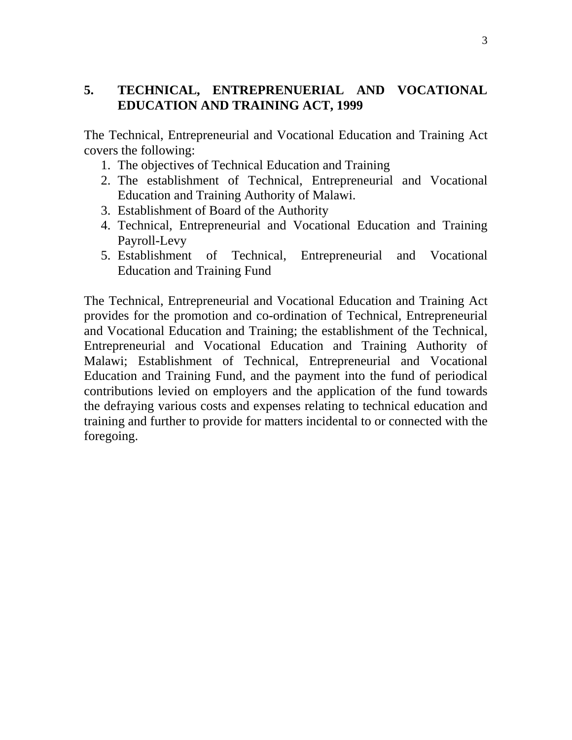## 5. TECHNICAL, ENTREPRENUERIAL AND VOCATIONAL EDUCATION AND TRAINING ACT, 1999

The Technical, Entrepreneurial and Vocational Education and Training Act covers the following:

1. The objectives of Technical Education and Training
2. The establishment of Technical, Entrepreneurial and Vocational Education and Training Authority of Malawi.
3. Establishment of Board of the Authority
4. Technical, Entrepreneurial and Vocational Education and Training Payroll-Levy
5. Establishment of Technical, Entrepreneurial and Vocational Education and Training Fund

The Technical, Entrepreneurial and Vocational Education and Training Act provides for the promotion and co-ordination of Technical, Entrepreneurial and Vocational Education and Training; the establishment of the Technical, Entrepreneurial and Vocational Education and Training Authority of Malawi; Establishment of Technical, Entrepreneurial and Vocational Education and Training Fund, and the payment into the fund of periodical contributions levied on employers and the application of the fund towards the defraying various costs and expenses relating to technical education and training and further to provide for matters incidental to or connected with the foregoing.